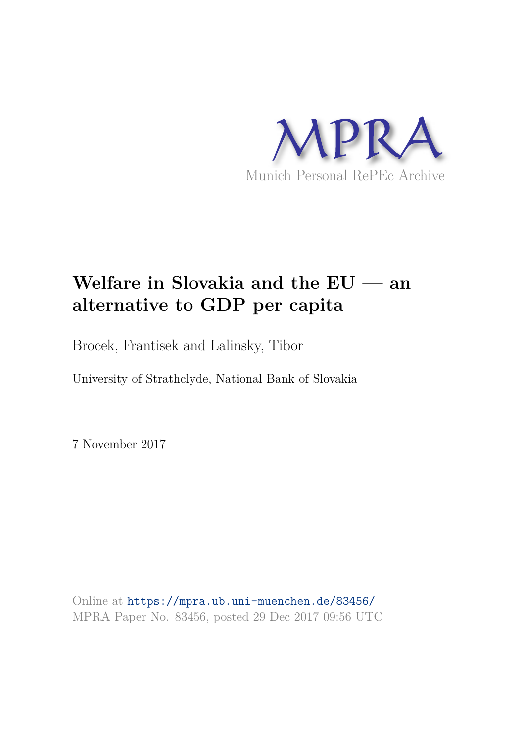MPRA

Munich Personal RePEc Archive

# Welfare in Slovakia and the EU — an alternative to GDP per capita

Brocek, Frantisek and Lalinsky, Tibor

University of Strathclyde, National Bank of Slovakia

7 November 2017

Online at https://mpra.ub.uni-muenchen.de/83456/
MPRA Paper No. 83456, posted 29 Dec 2017 09:56 UTC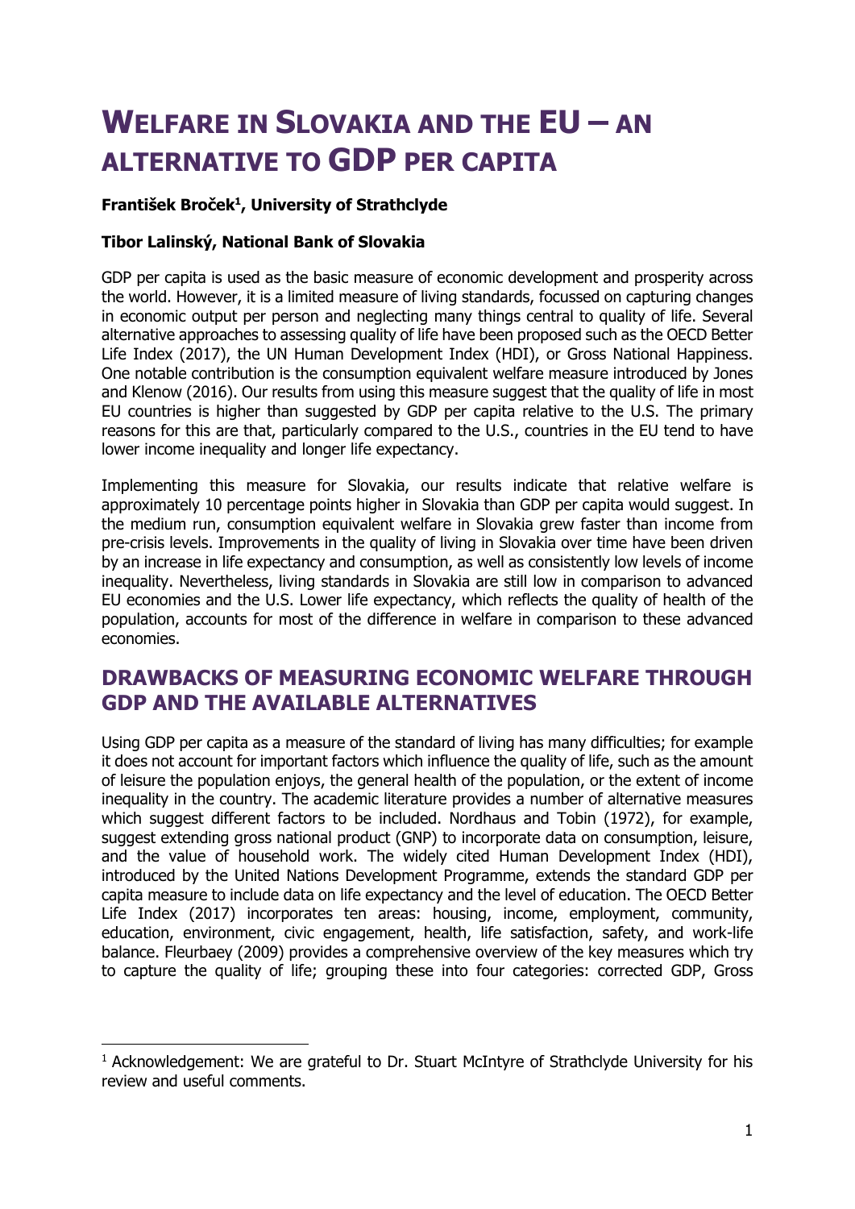# WELFARE IN SLOVAKIA AND THE EU – AN ALTERNATIVE TO GDP PER CAPITA

**František Broček[1], University of Strathclyde**

**Tibor Lalinský, National Bank of Slovakia**

GDP per capita is used as the basic measure of economic development and prosperity across the world. However, it is a limited measure of living standards, focussed on capturing changes in economic output per person and neglecting many things central to quality of life. Several alternative approaches to assessing quality of life have been proposed such as the OECD Better Life Index (2017), the UN Human Development Index (HDI), or Gross National Happiness. One notable contribution is the consumption equivalent welfare measure introduced by Jones and Klenow (2016). Our results from using this measure suggest that the quality of life in most EU countries is higher than suggested by GDP per capita relative to the U.S. The primary reasons for this are that, particularly compared to the U.S., countries in the EU tend to have lower income inequality and longer life expectancy.

Implementing this measure for Slovakia, our results indicate that relative welfare is approximately 10 percentage points higher in Slovakia than GDP per capita would suggest. In the medium run, consumption equivalent welfare in Slovakia grew faster than income from pre-crisis levels. Improvements in the quality of living in Slovakia over time have been driven by an increase in life expectancy and consumption, as well as consistently low levels of income inequality. Nevertheless, living standards in Slovakia are still low in comparison to advanced EU economies and the U.S. Lower life expectancy, which reflects the quality of health of the population, accounts for most of the difference in welfare in comparison to these advanced economies.

## DRAWBACKS OF MEASURING ECONOMIC WELFARE THROUGH GDP AND THE AVAILABLE ALTERNATIVES

Using GDP per capita as a measure of the standard of living has many difficulties; for example it does not account for important factors which influence the quality of life, such as the amount of leisure the population enjoys, the general health of the population, or the extent of income inequality in the country. The academic literature provides a number of alternative measures which suggest different factors to be included. Nordhaus and Tobin (1972), for example, suggest extending gross national product (GNP) to incorporate data on consumption, leisure, and the value of household work. The widely cited Human Development Index (HDI), introduced by the United Nations Development Programme, extends the standard GDP per capita measure to include data on life expectancy and the level of education. The OECD Better Life Index (2017) incorporates ten areas: housing, income, employment, community, education, environment, civic engagement, health, life satisfaction, safety, and work-life balance. Fleurbaey (2009) provides a comprehensive overview of the key measures which try to capture the quality of life; grouping these into four categories: corrected GDP, Gross

[1] Acknowledgement: We are grateful to Dr. Stuart McIntyre of Strathclyde University for his review and useful comments.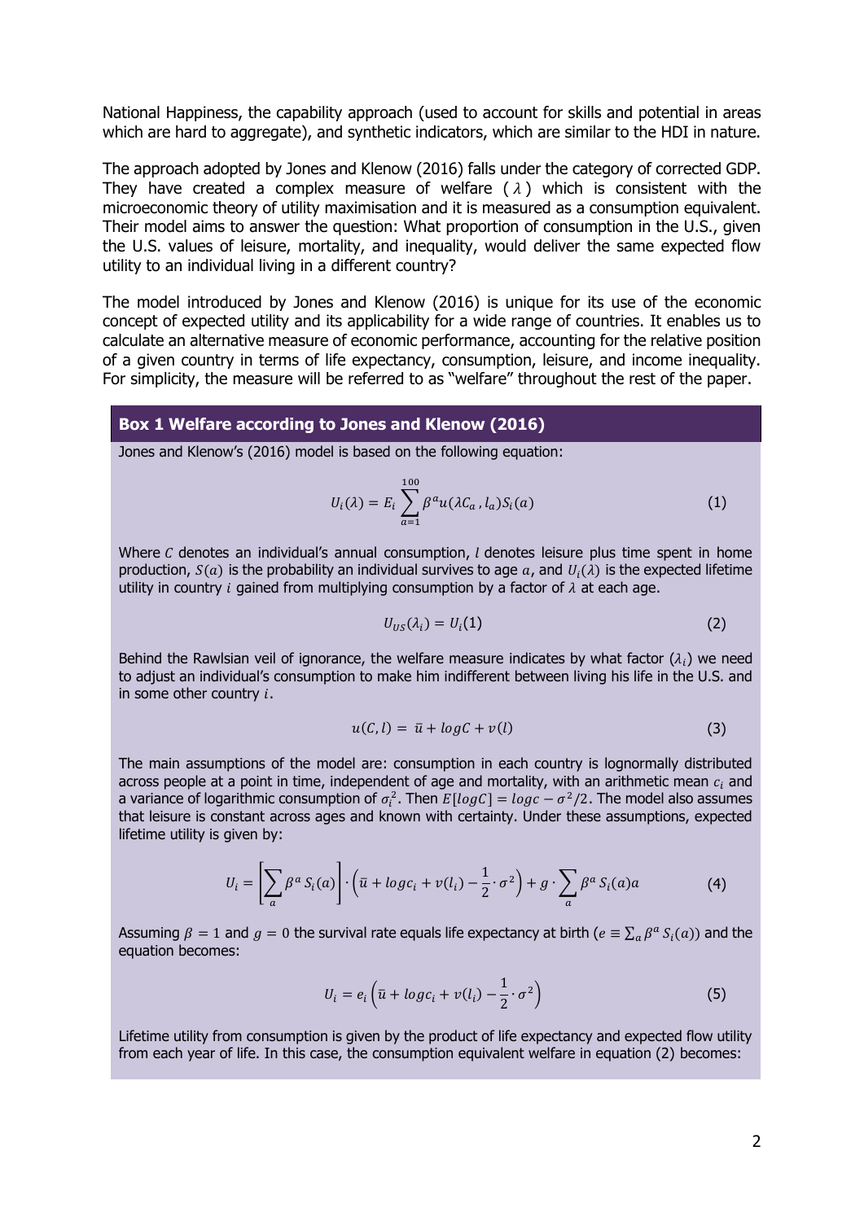National Happiness, the capability approach (used to account for skills and potential in areas which are hard to aggregate), and synthetic indicators, which are similar to the HDI in nature.

The approach adopted by Jones and Klenow (2016) falls under the category of corrected GDP. They have created a complex measure of welfare ($\lambda$) which is consistent with the microeconomic theory of utility maximisation and it is measured as a consumption equivalent. Their model aims to answer the question: What proportion of consumption in the U.S., given the U.S. values of leisure, mortality, and inequality, would deliver the same expected flow utility to an individual living in a different country?

The model introduced by Jones and Klenow (2016) is unique for its use of the economic concept of expected utility and its applicability for a wide range of countries. It enables us to calculate an alternative measure of economic performance, accounting for the relative position of a given country in terms of life expectancy, consumption, leisure, and income inequality. For simplicity, the measure will be referred to as "welfare" throughout the rest of the paper.

### Box 1 Welfare according to Jones and Klenow (2016)

Jones and Klenow's (2016) model is based on the following equation:

$$U_i(\lambda) = E_i \sum_{a=1}^{100} \beta^a u(\lambda C_a, l_a) S_i(a) \tag{1}$$

Where $C$ denotes an individual's annual consumption, $l$ denotes leisure plus time spent in home production, $S(a)$ is the probability an individual survives to age $a$, and $U_i(\lambda)$ is the expected lifetime utility in country $i$ gained from multiplying consumption by a factor of $\lambda$ at each age.

$$U_{US}(\lambda_i) = U_i(1) \tag{2}$$

Behind the Rawlsian veil of ignorance, the welfare measure indicates by what factor ($\lambda_i$) we need to adjust an individual's consumption to make him indifferent between living his life in the U.S. and in some other country $i$.

$$u(C, l) = \bar{u} + log C + v(l) \tag{3}$$

The main assumptions of the model are: consumption in each country is lognormally distributed across people at a point in time, independent of age and mortality, with an arithmetic mean $c_i$ and a variance of logarithmic consumption of $\sigma_i^2$. Then $E[log C] = log c - \sigma^2/2$. The model also assumes that leisure is constant across ages and known with certainty. Under these assumptions, expected lifetime utility is given by:

$$U_i = \left[\sum_a \beta^a S_i(a)\right] \cdot \left(\bar{u} + log c_i + v(l_i) - \frac{1}{2} \cdot \sigma^2\right) + g \cdot \sum_a \beta^a S_i(a) a \tag{4}$$

Assuming $\beta = 1$ and $g = 0$ the survival rate equals life expectancy at birth ($e \equiv \sum_a \beta^a S_i(a)$) and the equation becomes:

$$U_i = e_i \left(\bar{u} + log c_i + v(l_i) - \frac{1}{2} \cdot \sigma^2\right) \tag{5}$$

Lifetime utility from consumption is given by the product of life expectancy and expected flow utility from each year of life. In this case, the consumption equivalent welfare in equation (2) becomes: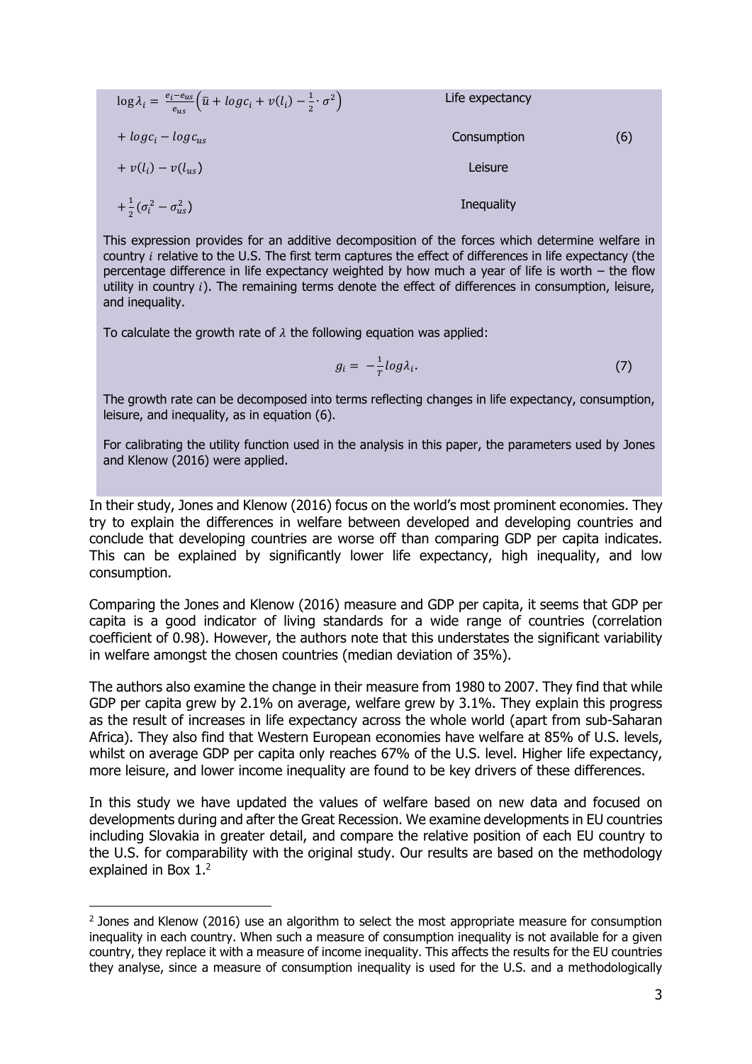$$
\begin{aligned}
\log \lambda_i = {} & \frac{e_i - e_{us}}{e_{us}} \left( \bar{u} + log c_i + v(l_i) - \frac{1}{2} \cdot \sigma^2 \right) && \text{Life expectancy} \\
& + log c_i - log c_{us} && \text{Consumption} \qquad (6) \\
& + v(l_i) - v(l_{us}) && \text{Leisure} \\
& + \frac{1}{2} (\sigma_i^2 - \sigma_{us}^2) && \text{Inequality}
\end{aligned}
$$

This expression provides for an additive decomposition of the forces which determine welfare in country $i$ relative to the U.S. The first term captures the effect of differences in life expectancy (the percentage difference in life expectancy weighted by how much a year of life is worth – the flow utility in country $i$). The remaining terms denote the effect of differences in consumption, leisure, and inequality.

To calculate the growth rate of $\lambda$ the following equation was applied:

$$g_i = -\frac{1}{T} log \lambda_i. \qquad (7)$$

The growth rate can be decomposed into terms reflecting changes in life expectancy, consumption, leisure, and inequality, as in equation (6).

For calibrating the utility function used in the analysis in this paper, the parameters used by Jones and Klenow (2016) were applied.

In their study, Jones and Klenow (2016) focus on the world's most prominent economies. They try to explain the differences in welfare between developed and developing countries and conclude that developing countries are worse off than comparing GDP per capita indicates. This can be explained by significantly lower life expectancy, high inequality, and low consumption.

Comparing the Jones and Klenow (2016) measure and GDP per capita, it seems that GDP per capita is a good indicator of living standards for a wide range of countries (correlation coefficient of 0.98). However, the authors note that this understates the significant variability in welfare amongst the chosen countries (median deviation of 35%).

The authors also examine the change in their measure from 1980 to 2007. They find that while GDP per capita grew by 2.1% on average, welfare grew by 3.1%. They explain this progress as the result of increases in life expectancy across the whole world (apart from sub-Saharan Africa). They also find that Western European economies have welfare at 85% of U.S. levels, whilst on average GDP per capita only reaches 67% of the U.S. level. Higher life expectancy, more leisure, and lower income inequality are found to be key drivers of these differences.

In this study we have updated the values of welfare based on new data and focused on developments during and after the Great Recession. We examine developments in EU countries including Slovakia in greater detail, and compare the relative position of each EU country to the U.S. for comparability with the original study. Our results are based on the methodology explained in Box 1.[2]

---

[2] Jones and Klenow (2016) use an algorithm to select the most appropriate measure for consumption inequality in each country. When such a measure of consumption inequality is not available for a given country, they replace it with a measure of income inequality. This affects the results for the EU countries they analyse, since a measure of consumption inequality is used for the U.S. and a methodologically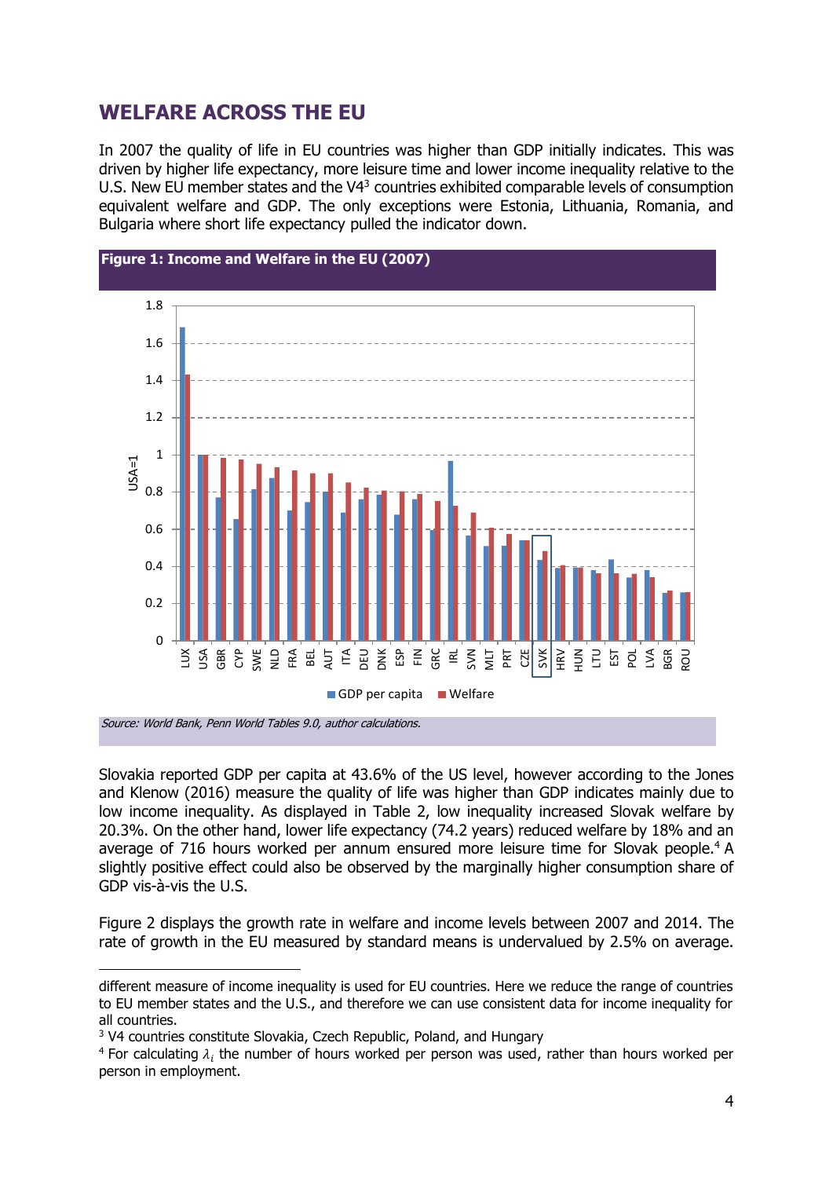## WELFARE ACROSS THE EU

In 2007 the quality of life in EU countries was higher than GDP initially indicates. This was driven by higher life expectancy, more leisure time and lower income inequality relative to the U.S. New EU member states and the V4[3] countries exhibited comparable levels of consumption equivalent welfare and GDP. The only exceptions were Estonia, Lithuania, Romania, and Bulgaria where short life expectancy pulled the indicator down.

**Figure 1: Income and Welfare in the EU (2007)**

*Source: World Bank, Penn World Tables 9.0, author calculations.*

Slovakia reported GDP per capita at 43.6% of the US level, however according to the Jones and Klenow (2016) measure the quality of life was higher than GDP indicates mainly due to low income inequality. As displayed in Table 2, low inequality increased Slovak welfare by 20.3%. On the other hand, lower life expectancy (74.2 years) reduced welfare by 18% and an average of 716 hours worked per annum ensured more leisure time for Slovak people.[4] A slightly positive effect could also be observed by the marginally higher consumption share of GDP vis-à-vis the U.S.

Figure 2 displays the growth rate in welfare and income levels between 2007 and 2014. The rate of growth in the EU measured by standard means is undervalued by 2.5% on average.

---

different measure of income inequality is used for EU countries. Here we reduce the range of countries to EU member states and the U.S., and therefore we can use consistent data for income inequality for all countries.

[3] V4 countries constitute Slovakia, Czech Republic, Poland, and Hungary

[4] For calculating $\lambda_i$ the number of hours worked per person was used, rather than hours worked per person in employment.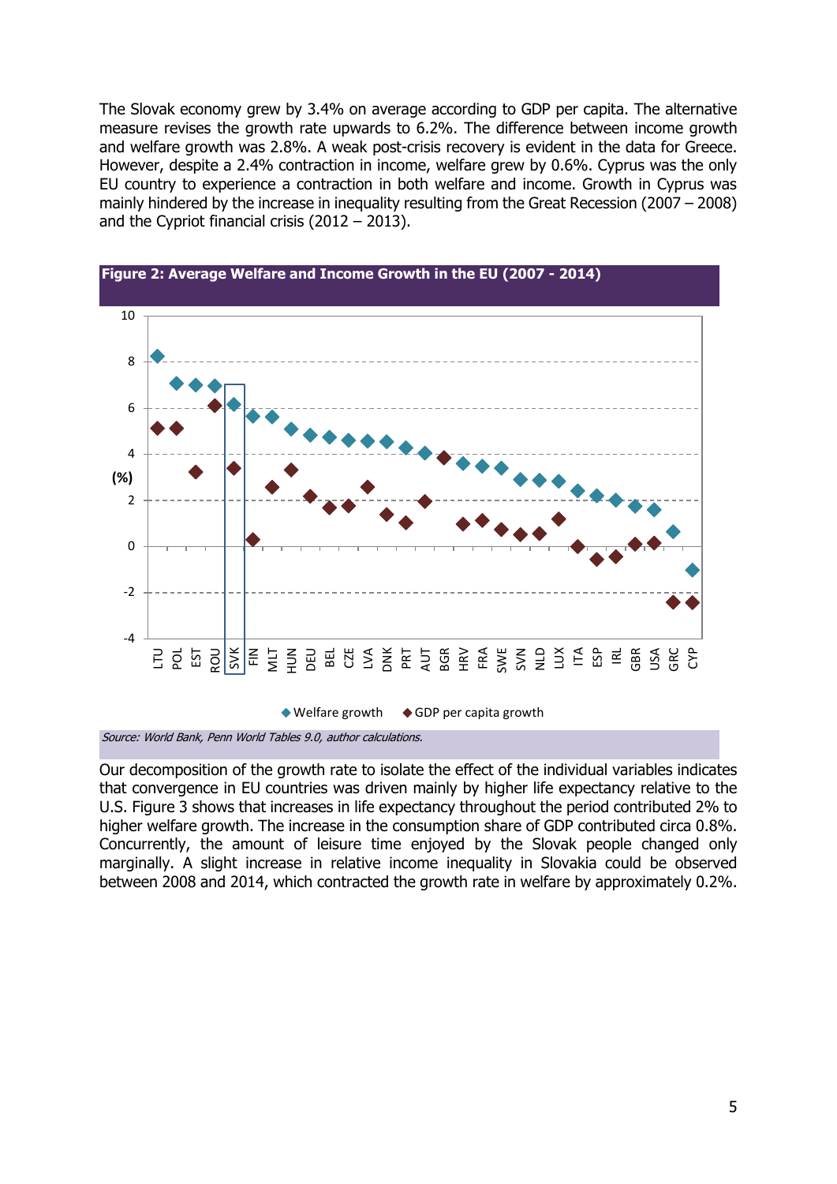The Slovak economy grew by 3.4% on average according to GDP per capita. The alternative measure revises the growth rate upwards to 6.2%. The difference between income growth and welfare growth was 2.8%. A weak post-crisis recovery is evident in the data for Greece. However, despite a 2.4% contraction in income, welfare grew by 0.6%. Cyprus was the only EU country to experience a contraction in both welfare and income. Growth in Cyprus was mainly hindered by the increase in inequality resulting from the Great Recession (2007 – 2008) and the Cypriot financial crisis (2012 – 2013).

**Figure 2: Average Welfare and Income Growth in the EU (2007 - 2014)**

*Source: World Bank, Penn World Tables 9.0, author calculations.*

Our decomposition of the growth rate to isolate the effect of the individual variables indicates that convergence in EU countries was driven mainly by higher life expectancy relative to the U.S. Figure 3 shows that increases in life expectancy throughout the period contributed 2% to higher welfare growth. The increase in the consumption share of GDP contributed circa 0.8%. Concurrently, the amount of leisure time enjoyed by the Slovak people changed only marginally. A slight increase in relative income inequality in Slovakia could be observed between 2008 and 2014, which contracted the growth rate in welfare by approximately 0.2%.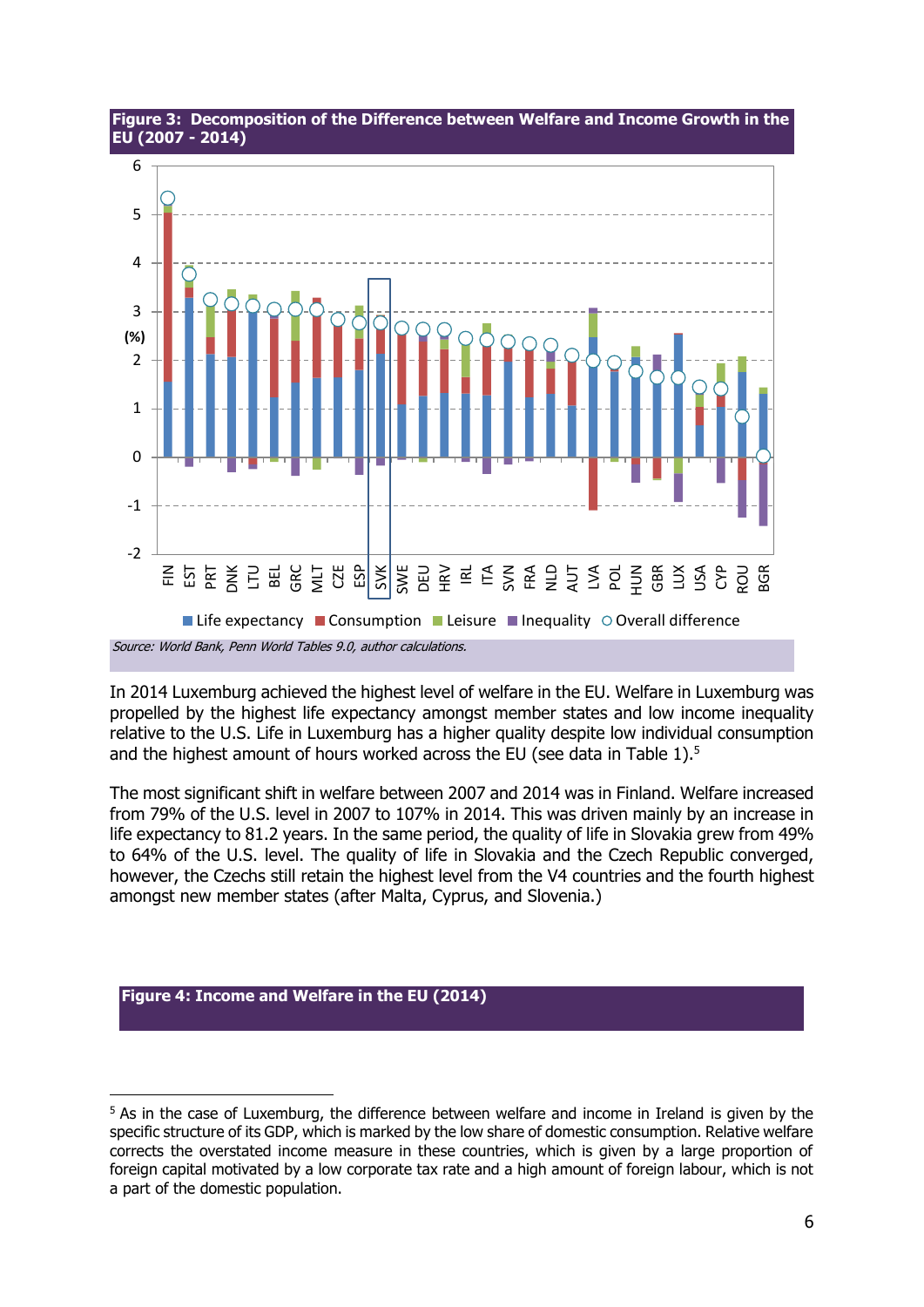**Figure 3: Decomposition of the Difference between Welfare and Income Growth in the EU (2007 - 2014)**

*Source: World Bank, Penn World Tables 9.0, author calculations.*

In 2014 Luxemburg achieved the highest level of welfare in the EU. Welfare in Luxemburg was propelled by the highest life expectancy amongst member states and low income inequality relative to the U.S. Life in Luxemburg has a higher quality despite low individual consumption and the highest amount of hours worked across the EU (see data in Table 1).[5]

The most significant shift in welfare between 2007 and 2014 was in Finland. Welfare increased from 79% of the U.S. level in 2007 to 107% in 2014. This was driven mainly by an increase in life expectancy to 81.2 years. In the same period, the quality of life in Slovakia grew from 49% to 64% of the U.S. level. The quality of life in Slovakia and the Czech Republic converged, however, the Czechs still retain the highest level from the V4 countries and the fourth highest amongst new member states (after Malta, Cyprus, and Slovenia.)

**Figure 4: Income and Welfare in the EU (2014)**

[5] As in the case of Luxemburg, the difference between welfare and income in Ireland is given by the specific structure of its GDP, which is marked by the low share of domestic consumption. Relative welfare corrects the overstated income measure in these countries, which is given by a large proportion of foreign capital motivated by a low corporate tax rate and a high amount of foreign labour, which is not a part of the domestic population.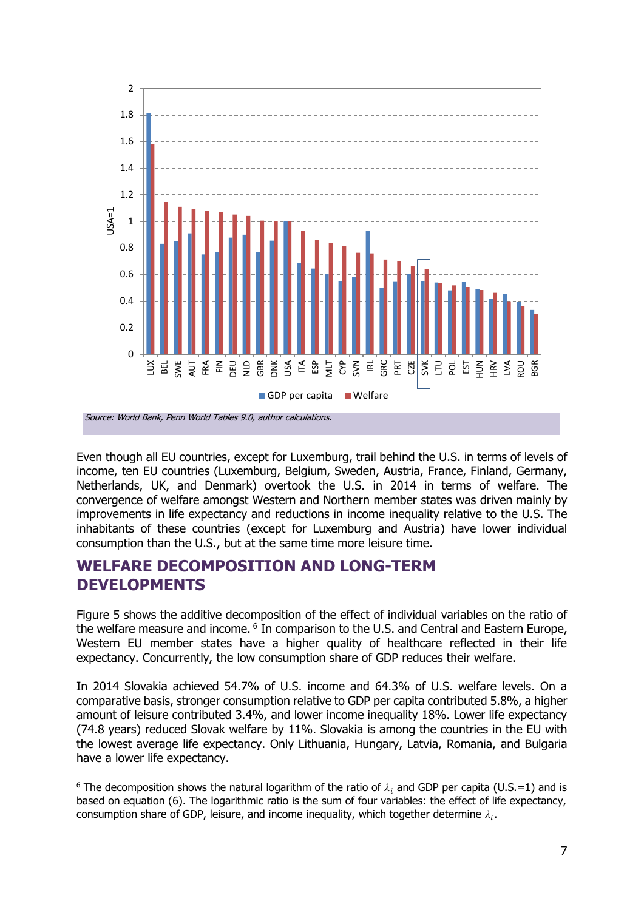Source: World Bank, Penn World Tables 9.0, author calculations.

Even though all EU countries, except for Luxemburg, trail behind the U.S. in terms of levels of income, ten EU countries (Luxemburg, Belgium, Sweden, Austria, France, Finland, Germany, Netherlands, UK, and Denmark) overtook the U.S. in 2014 in terms of welfare. The convergence of welfare amongst Western and Northern member states was driven mainly by improvements in life expectancy and reductions in income inequality relative to the U.S. The inhabitants of these countries (except for Luxemburg and Austria) have lower individual consumption than the U.S., but at the same time more leisure time.

## WELFARE DECOMPOSITION AND LONG-TERM DEVELOPMENTS

Figure 5 shows the additive decomposition of the effect of individual variables on the ratio of the welfare measure and income. [6] In comparison to the U.S. and Central and Eastern Europe, Western EU member states have a higher quality of healthcare reflected in their life expectancy. Concurrently, the low consumption share of GDP reduces their welfare.

In 2014 Slovakia achieved 54.7% of U.S. income and 64.3% of U.S. welfare levels. On a comparative basis, stronger consumption relative to GDP per capita contributed 5.8%, a higher amount of leisure contributed 3.4%, and lower income inequality 18%. Lower life expectancy (74.8 years) reduced Slovak welfare by 11%. Slovakia is among the countries in the EU with the lowest average life expectancy. Only Lithuania, Hungary, Latvia, Romania, and Bulgaria have a lower life expectancy.

[6] The decomposition shows the natural logarithm of the ratio of $\lambda_i$ and GDP per capita (U.S.=1) and is based on equation (6). The logarithmic ratio is the sum of four variables: the effect of life expectancy, consumption share of GDP, leisure, and income inequality, which together determine $\lambda_i$.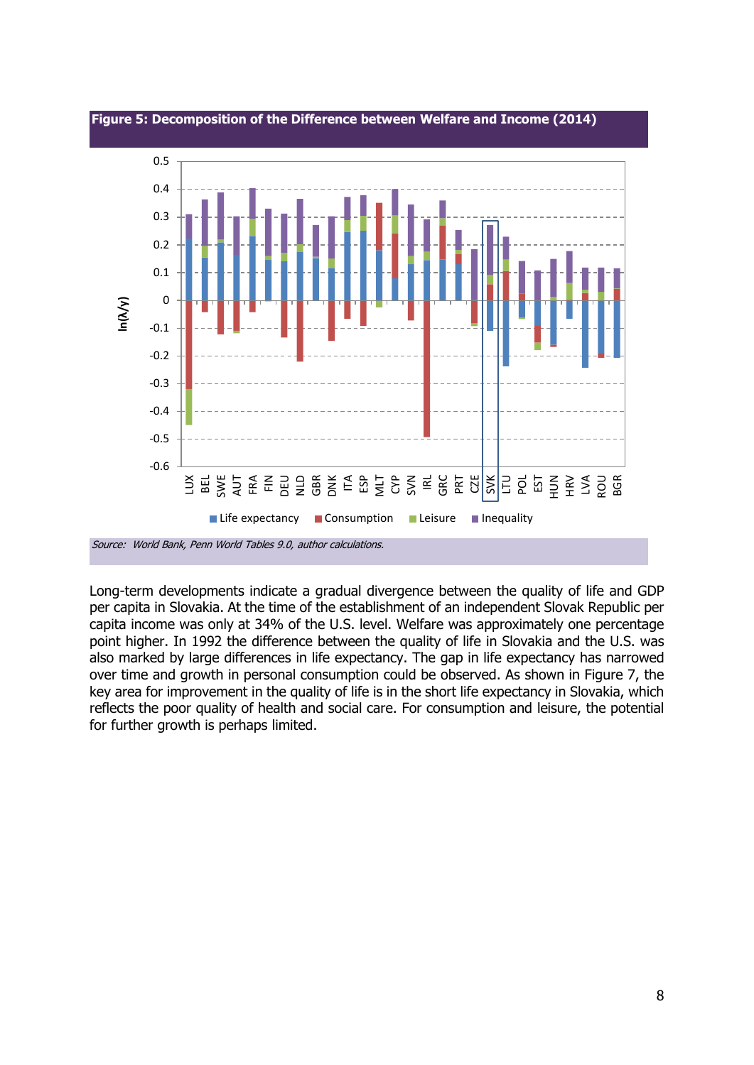**Figure 5: Decomposition of the Difference between Welfare and Income (2014)**

*Source: World Bank, Penn World Tables 9.0, author calculations.*

Long-term developments indicate a gradual divergence between the quality of life and GDP per capita in Slovakia. At the time of the establishment of an independent Slovak Republic per capita income was only at 34% of the U.S. level. Welfare was approximately one percentage point higher. In 1992 the difference between the quality of life in Slovakia and the U.S. was also marked by large differences in life expectancy. The gap in life expectancy has narrowed over time and growth in personal consumption could be observed. As shown in Figure 7, the key area for improvement in the quality of life is in the short life expectancy in Slovakia, which reflects the poor quality of health and social care. For consumption and leisure, the potential for further growth is perhaps limited.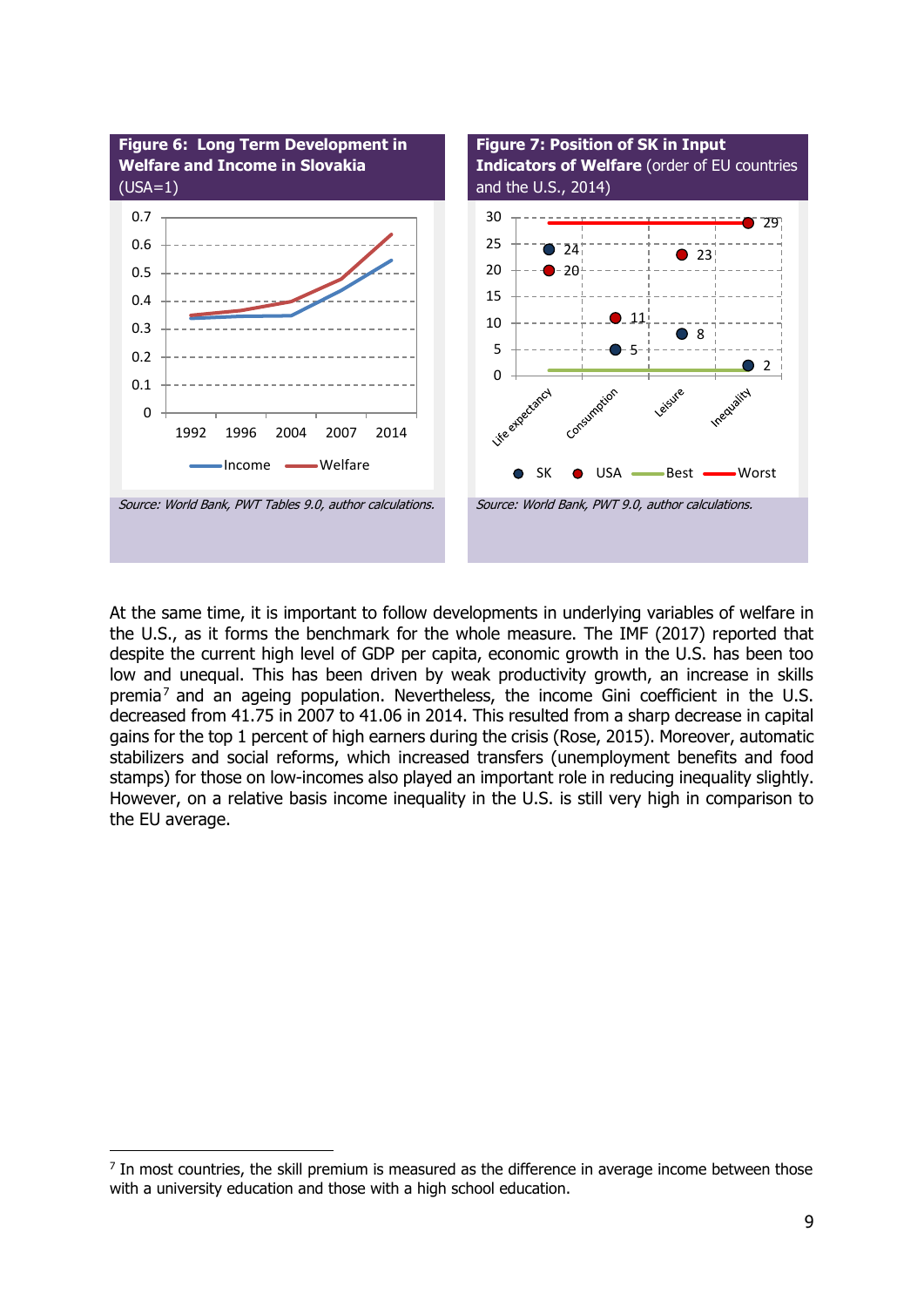**Figure 6: Long Term Development in Welfare and Income in Slovakia** (USA=1)

*Source: World Bank, PWT Tables 9.0, author calculations.*

**Figure 7: Position of SK in Input Indicators of Welfare** (order of EU countries and the U.S., 2014)

*Source: World Bank, PWT 9.0, author calculations.*

At the same time, it is important to follow developments in underlying variables of welfare in the U.S., as it forms the benchmark for the whole measure. The IMF (2017) reported that despite the current high level of GDP per capita, economic growth in the U.S. has been too low and unequal. This has been driven by weak productivity growth, an increase in skills premia[7] and an ageing population. Nevertheless, the income Gini coefficient in the U.S. decreased from 41.75 in 2007 to 41.06 in 2014. This resulted from a sharp decrease in capital gains for the top 1 percent of high earners during the crisis (Rose, 2015). Moreover, automatic stabilizers and social reforms, which increased transfers (unemployment benefits and food stamps) for those on low-incomes also played an important role in reducing inequality slightly. However, on a relative basis income inequality in the U.S. is still very high in comparison to the EU average.

[7] In most countries, the skill premium is measured as the difference in average income between those with a university education and those with a high school education.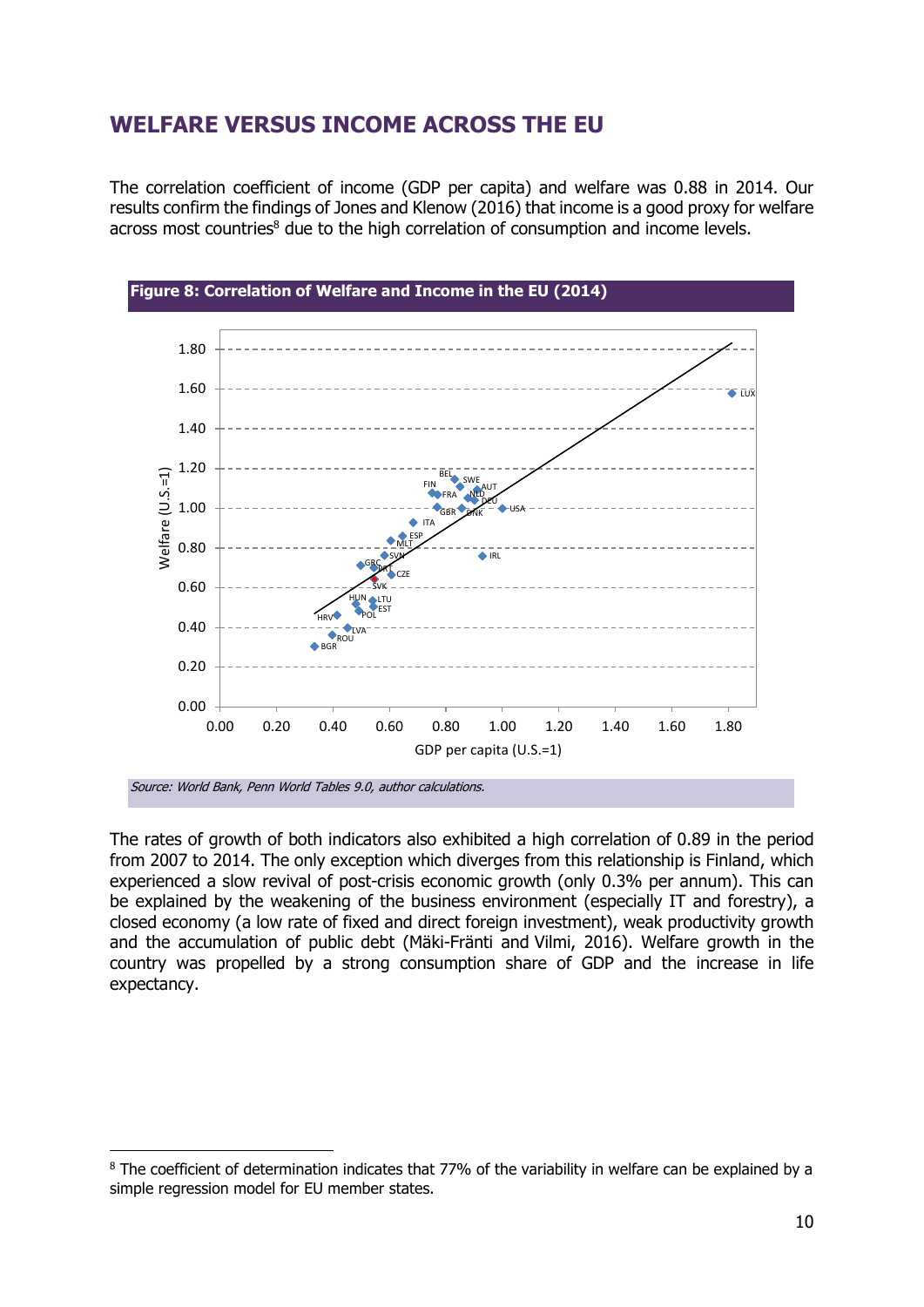## WELFARE VERSUS INCOME ACROSS THE EU

The correlation coefficient of income (GDP per capita) and welfare was 0.88 in 2014. Our results confirm the findings of Jones and Klenow (2016) that income is a good proxy for welfare across most countries[8] due to the high correlation of consumption and income levels.

**Figure 8: Correlation of Welfare and Income in the EU (2014)**

*Source: World Bank, Penn World Tables 9.0, author calculations.*

The rates of growth of both indicators also exhibited a high correlation of 0.89 in the period from 2007 to 2014. The only exception which diverges from this relationship is Finland, which experienced a slow revival of post-crisis economic growth (only 0.3% per annum). This can be explained by the weakening of the business environment (especially IT and forestry), a closed economy (a low rate of fixed and direct foreign investment), weak productivity growth and the accumulation of public debt (Mäki-Fränti and Vilmi, 2016). Welfare growth in the country was propelled by a strong consumption share of GDP and the increase in life expectancy.

[8] The coefficient of determination indicates that 77% of the variability in welfare can be explained by a simple regression model for EU member states.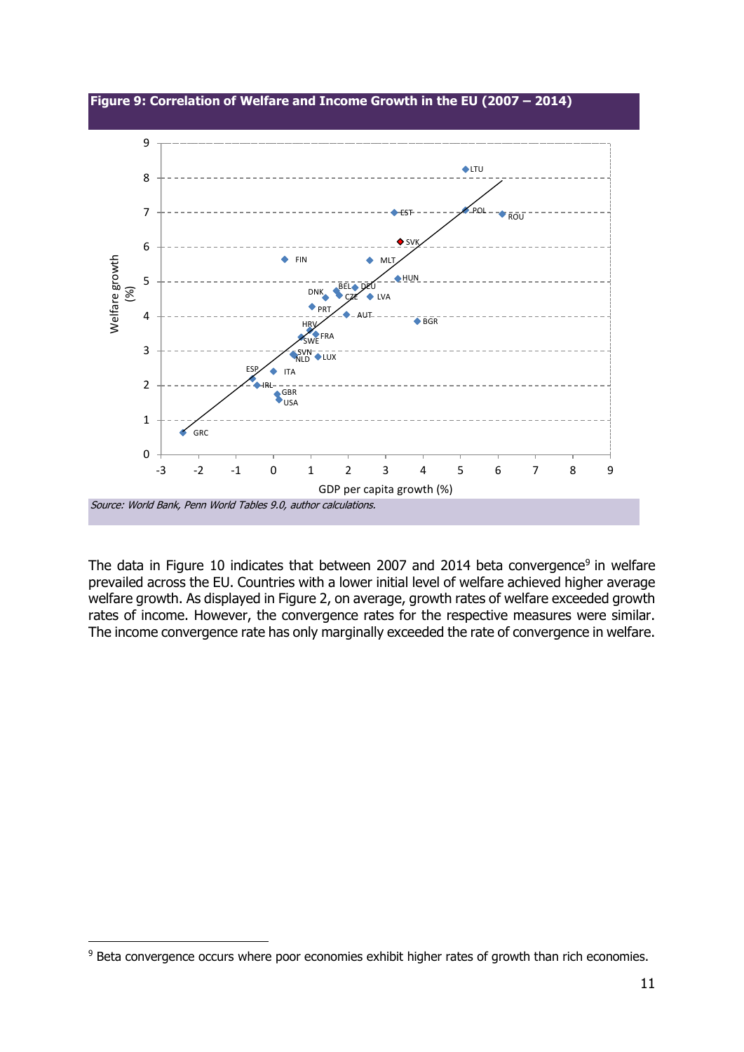**Figure 9: Correlation of Welfare and Income Growth in the EU (2007 – 2014)**

*Source: World Bank, Penn World Tables 9.0, author calculations.*

The data in Figure 10 indicates that between 2007 and 2014 beta convergence[9] in welfare prevailed across the EU. Countries with a lower initial level of welfare achieved higher average welfare growth. As displayed in Figure 2, on average, growth rates of welfare exceeded growth rates of income. However, the convergence rates for the respective measures were similar. The income convergence rate has only marginally exceeded the rate of convergence in welfare.

[9] Beta convergence occurs where poor economies exhibit higher rates of growth than rich economies.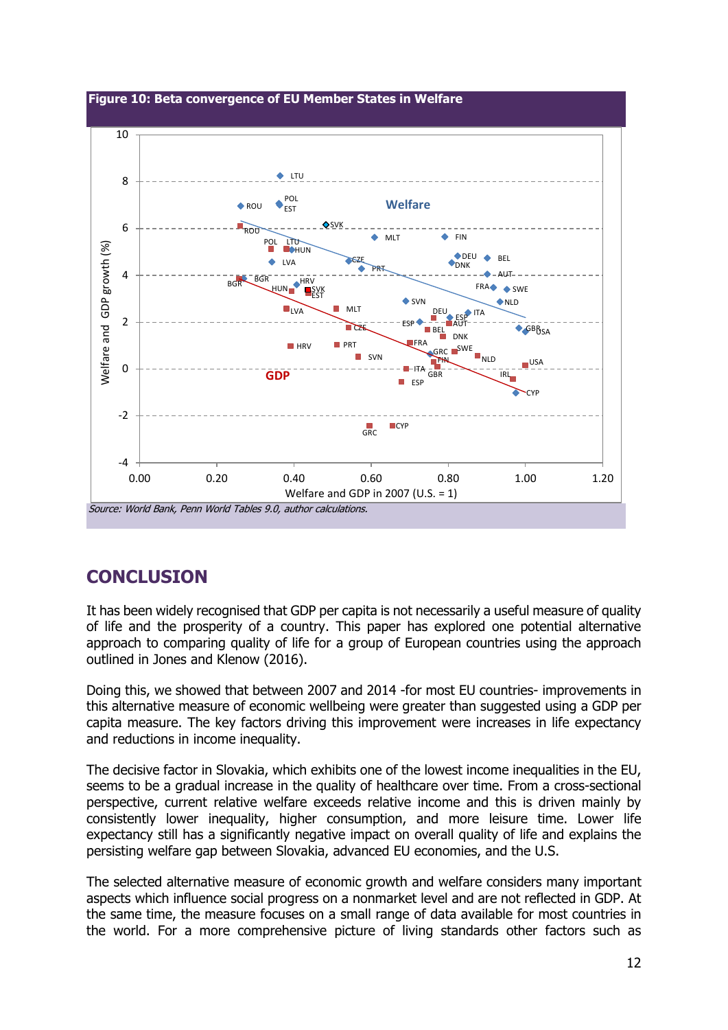**Figure 10: Beta convergence of EU Member States in Welfare**

Source: World Bank, Penn World Tables 9.0, author calculations.

## CONCLUSION

It has been widely recognised that GDP per capita is not necessarily a useful measure of quality of life and the prosperity of a country. This paper has explored one potential alternative approach to comparing quality of life for a group of European countries using the approach outlined in Jones and Klenow (2016).

Doing this, we showed that between 2007 and 2014 -for most EU countries- improvements in this alternative measure of economic wellbeing were greater than suggested using a GDP per capita measure. The key factors driving this improvement were increases in life expectancy and reductions in income inequality.

The decisive factor in Slovakia, which exhibits one of the lowest income inequalities in the EU, seems to be a gradual increase in the quality of healthcare over time. From a cross-sectional perspective, current relative welfare exceeds relative income and this is driven mainly by consistently lower inequality, higher consumption, and more leisure time. Lower life expectancy still has a significantly negative impact on overall quality of life and explains the persisting welfare gap between Slovakia, advanced EU economies, and the U.S.

The selected alternative measure of economic growth and welfare considers many important aspects which influence social progress on a nonmarket level and are not reflected in GDP. At the same time, the measure focuses on a small range of data available for most countries in the world. For a more comprehensive picture of living standards other factors such as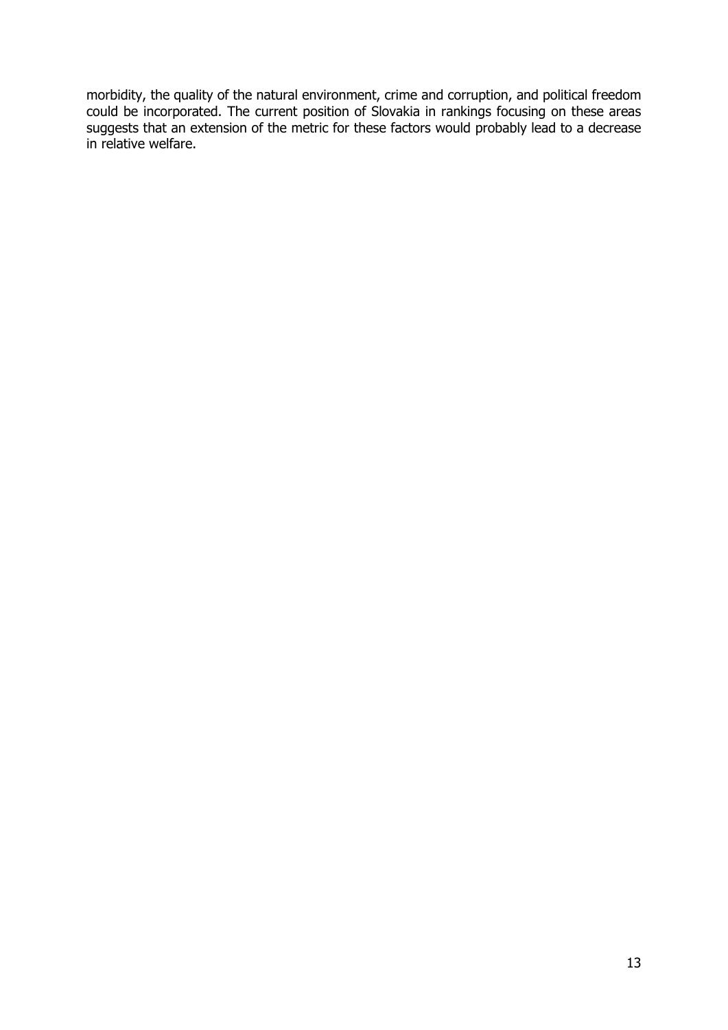morbidity, the quality of the natural environment, crime and corruption, and political freedom could be incorporated. The current position of Slovakia in rankings focusing on these areas suggests that an extension of the metric for these factors would probably lead to a decrease in relative welfare.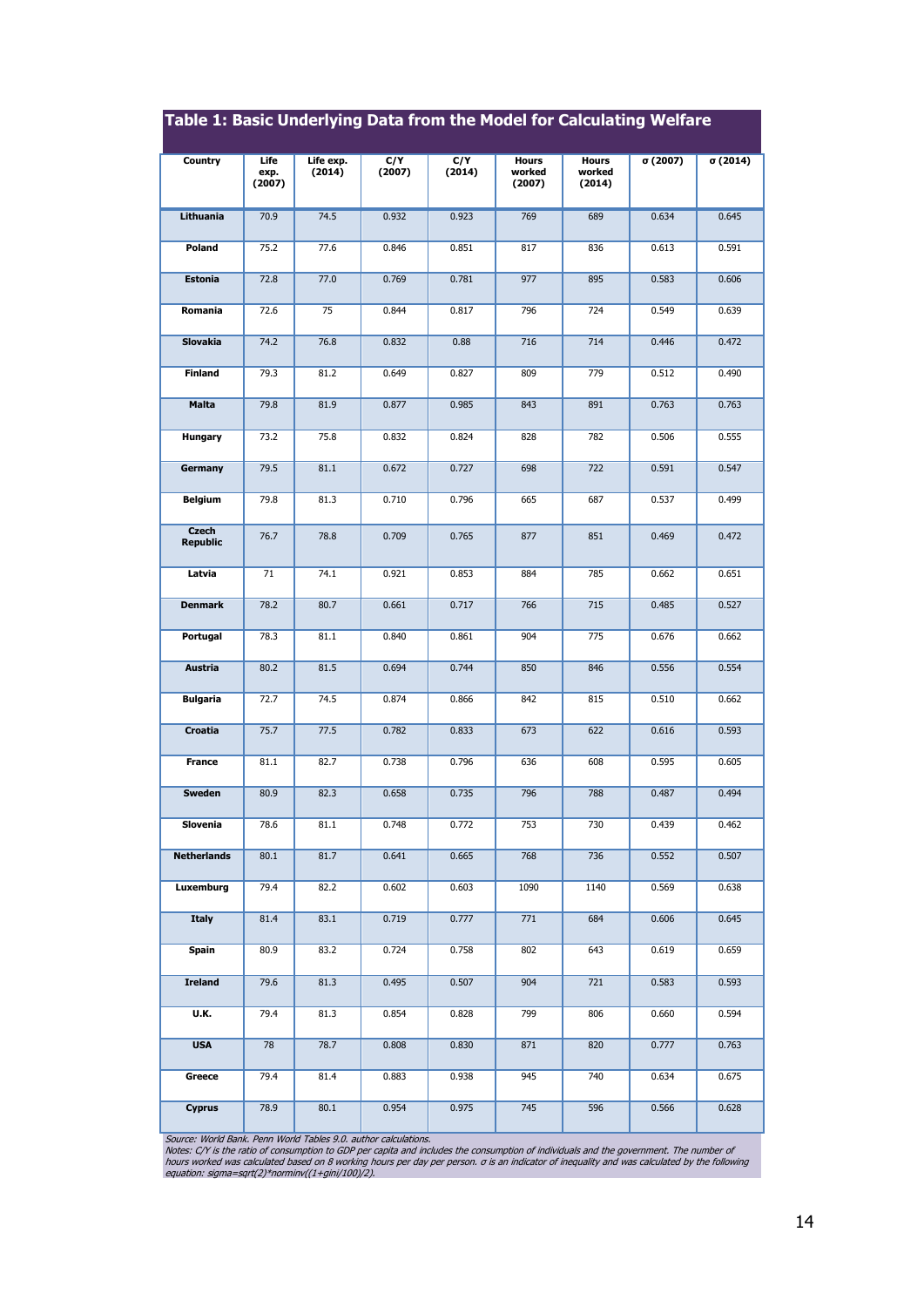## Table 1: Basic Underlying Data from the Model for Calculating Welfare

| Country | Life exp. (2007) | Life exp. (2014) | C/Y (2007) | C/Y (2014) | Hours worked (2007) | Hours worked (2014) | σ (2007) | σ (2014) |
|---|---|---|---|---|---|---|---|---|
| Lithuania | 70.9 | 74.5 | 0.932 | 0.923 | 769 | 689 | 0.634 | 0.645 |
| Poland | 75.2 | 77.6 | 0.846 | 0.851 | 817 | 836 | 0.613 | 0.591 |
| Estonia | 72.8 | 77.0 | 0.769 | 0.781 | 977 | 895 | 0.583 | 0.606 |
| Romania | 72.6 | 75 | 0.844 | 0.817 | 796 | 724 | 0.549 | 0.639 |
| Slovakia | 74.2 | 76.8 | 0.832 | 0.88 | 716 | 714 | 0.446 | 0.472 |
| Finland | 79.3 | 81.2 | 0.649 | 0.827 | 809 | 779 | 0.512 | 0.490 |
| Malta | 79.8 | 81.9 | 0.877 | 0.985 | 843 | 891 | 0.763 | 0.763 |
| Hungary | 73.2 | 75.8 | 0.832 | 0.824 | 828 | 782 | 0.506 | 0.555 |
| Germany | 79.5 | 81.1 | 0.672 | 0.727 | 698 | 722 | 0.591 | 0.547 |
| Belgium | 79.8 | 81.3 | 0.710 | 0.796 | 665 | 687 | 0.537 | 0.499 |
| Czech Republic | 76.7 | 78.8 | 0.709 | 0.765 | 877 | 851 | 0.469 | 0.472 |
| Latvia | 71 | 74.1 | 0.921 | 0.853 | 884 | 785 | 0.662 | 0.651 |
| Denmark | 78.2 | 80.7 | 0.661 | 0.717 | 766 | 715 | 0.485 | 0.527 |
| Portugal | 78.3 | 81.1 | 0.840 | 0.861 | 904 | 775 | 0.676 | 0.662 |
| Austria | 80.2 | 81.5 | 0.694 | 0.744 | 850 | 846 | 0.556 | 0.554 |
| Bulgaria | 72.7 | 74.5 | 0.874 | 0.866 | 842 | 815 | 0.510 | 0.662 |
| Croatia | 75.7 | 77.5 | 0.782 | 0.833 | 673 | 622 | 0.616 | 0.593 |
| France | 81.1 | 82.7 | 0.738 | 0.796 | 636 | 608 | 0.595 | 0.605 |
| Sweden | 80.9 | 82.3 | 0.658 | 0.735 | 796 | 788 | 0.487 | 0.494 |
| Slovenia | 78.6 | 81.1 | 0.748 | 0.772 | 753 | 730 | 0.439 | 0.462 |
| Netherlands | 80.1 | 81.7 | 0.641 | 0.665 | 768 | 736 | 0.552 | 0.507 |
| Luxemburg | 79.4 | 82.2 | 0.602 | 0.603 | 1090 | 1140 | 0.569 | 0.638 |
| Italy | 81.4 | 83.1 | 0.719 | 0.777 | 771 | 684 | 0.606 | 0.645 |
| Spain | 80.9 | 83.2 | 0.724 | 0.758 | 802 | 643 | 0.619 | 0.659 |
| Ireland | 79.6 | 81.3 | 0.495 | 0.507 | 904 | 721 | 0.583 | 0.593 |
| U.K. | 79.4 | 81.3 | 0.854 | 0.828 | 799 | 806 | 0.660 | 0.594 |
| USA | 78 | 78.7 | 0.808 | 0.830 | 871 | 820 | 0.777 | 0.763 |
| Greece | 79.4 | 81.4 | 0.883 | 0.938 | 945 | 740 | 0.634 | 0.675 |
| Cyprus | 78.9 | 80.1 | 0.954 | 0.975 | 745 | 596 | 0.566 | 0.628 |

*Source: World Bank. Penn World Tables 9.0. author calculations.*
*Notes: C/Y is the ratio of consumption to GDP per capita and includes the consumption of individuals and the government. The number of hours worked was calculated based on 8 working hours per day per person. σ is an indicator of inequality and was calculated by the following equation: sigma=sqrt(2)\*norminv((1+gini/100)/2).*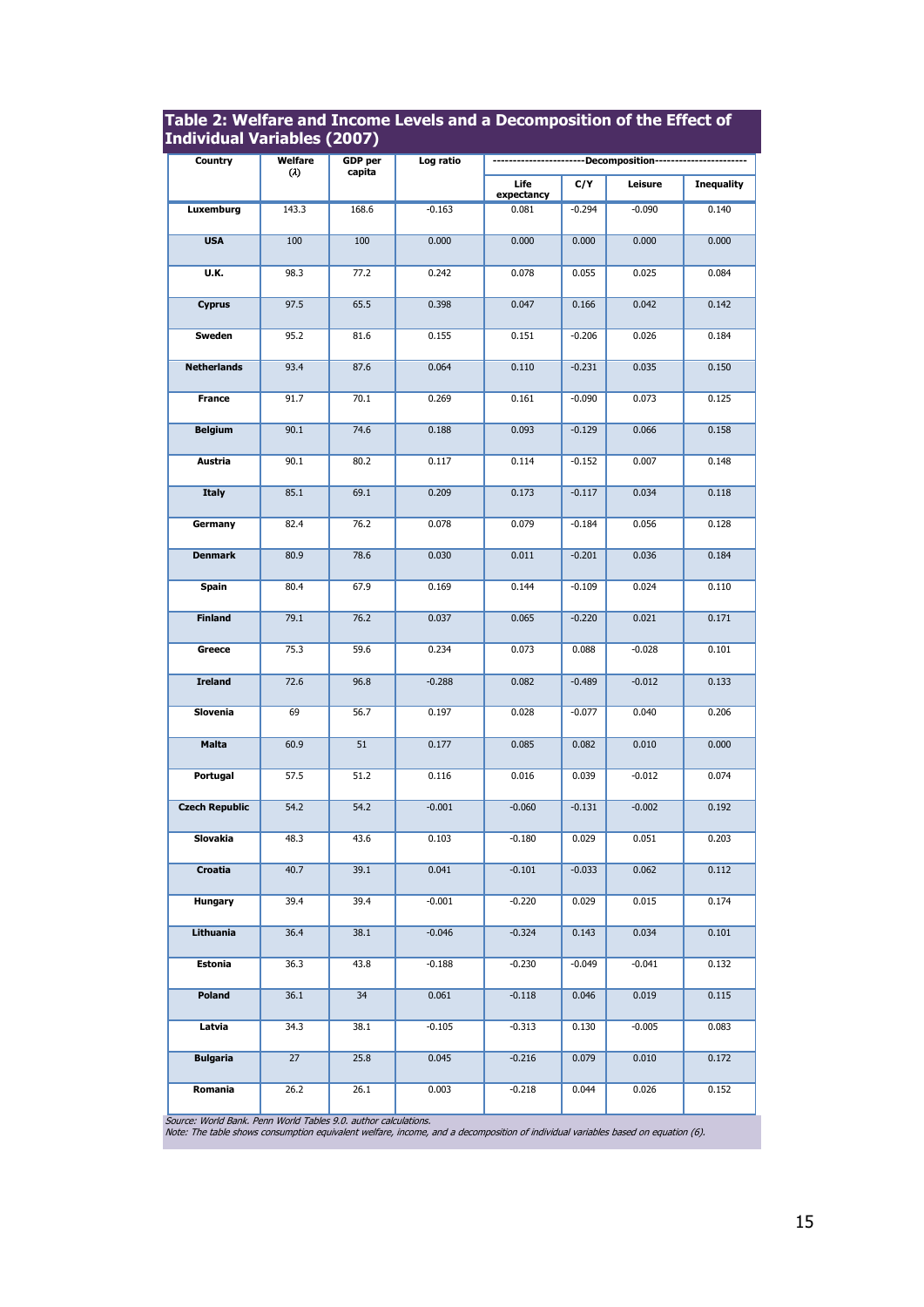## Table 2: Welfare and Income Levels and a Decomposition of the Effect of Individual Variables (2007)

| Country | Welfare ($\lambda$) | GDP per capita | Log ratio | Decomposition | | | |
|---|---|---|---|---|---|---|---|
| | | | | Life expectancy | C/Y | Leisure | Inequality |
| Luxemburg | 143.3 | 168.6 | -0.163 | 0.081 | -0.294 | -0.090 | 0.140 |
| USA | 100 | 100 | 0.000 | 0.000 | 0.000 | 0.000 | 0.000 |
| U.K. | 98.3 | 77.2 | 0.242 | 0.078 | 0.055 | 0.025 | 0.084 |
| Cyprus | 97.5 | 65.5 | 0.398 | 0.047 | 0.166 | 0.042 | 0.142 |
| Sweden | 95.2 | 81.6 | 0.155 | 0.151 | -0.206 | 0.026 | 0.184 |
| Netherlands | 93.4 | 87.6 | 0.064 | 0.110 | -0.231 | 0.035 | 0.150 |
| France | 91.7 | 70.1 | 0.269 | 0.161 | -0.090 | 0.073 | 0.125 |
| Belgium | 90.1 | 74.6 | 0.188 | 0.093 | -0.129 | 0.066 | 0.158 |
| Austria | 90.1 | 80.2 | 0.117 | 0.114 | -0.152 | 0.007 | 0.148 |
| Italy | 85.1 | 69.1 | 0.209 | 0.173 | -0.117 | 0.034 | 0.118 |
| Germany | 82.4 | 76.2 | 0.078 | 0.079 | -0.184 | 0.056 | 0.128 |
| Denmark | 80.9 | 78.6 | 0.030 | 0.011 | -0.201 | 0.036 | 0.184 |
| Spain | 80.4 | 67.9 | 0.169 | 0.144 | -0.109 | 0.024 | 0.110 |
| Finland | 79.1 | 76.2 | 0.037 | 0.065 | -0.220 | 0.021 | 0.171 |
| Greece | 75.3 | 59.6 | 0.234 | 0.073 | 0.088 | -0.028 | 0.101 |
| Ireland | 72.6 | 96.8 | -0.288 | 0.082 | -0.489 | -0.012 | 0.133 |
| Slovenia | 69 | 56.7 | 0.197 | 0.028 | -0.077 | 0.040 | 0.206 |
| Malta | 60.9 | 51 | 0.177 | 0.085 | 0.082 | 0.010 | 0.000 |
| Portugal | 57.5 | 51.2 | 0.116 | 0.016 | 0.039 | -0.012 | 0.074 |
| Czech Republic | 54.2 | 54.2 | -0.001 | -0.060 | -0.131 | -0.002 | 0.192 |
| Slovakia | 48.3 | 43.6 | 0.103 | -0.180 | 0.029 | 0.051 | 0.203 |
| Croatia | 40.7 | 39.1 | 0.041 | -0.101 | -0.033 | 0.062 | 0.112 |
| Hungary | 39.4 | 39.4 | -0.001 | -0.220 | 0.029 | 0.015 | 0.174 |
| Lithuania | 36.4 | 38.1 | -0.046 | -0.324 | 0.143 | 0.034 | 0.101 |
| Estonia | 36.3 | 43.8 | -0.188 | -0.230 | -0.049 | -0.041 | 0.132 |
| Poland | 36.1 | 34 | 0.061 | -0.118 | 0.046 | 0.019 | 0.115 |
| Latvia | 34.3 | 38.1 | -0.105 | -0.313 | 0.130 | -0.005 | 0.083 |
| Bulgaria | 27 | 25.8 | 0.045 | -0.216 | 0.079 | 0.010 | 0.172 |
| Romania | 26.2 | 26.1 | 0.003 | -0.218 | 0.044 | 0.026 | 0.152 |

*Source: World Bank. Penn World Tables 9.0. author calculations.*
*Note: The table shows consumption equivalent welfare, income, and a decomposition of individual variables based on equation (6).*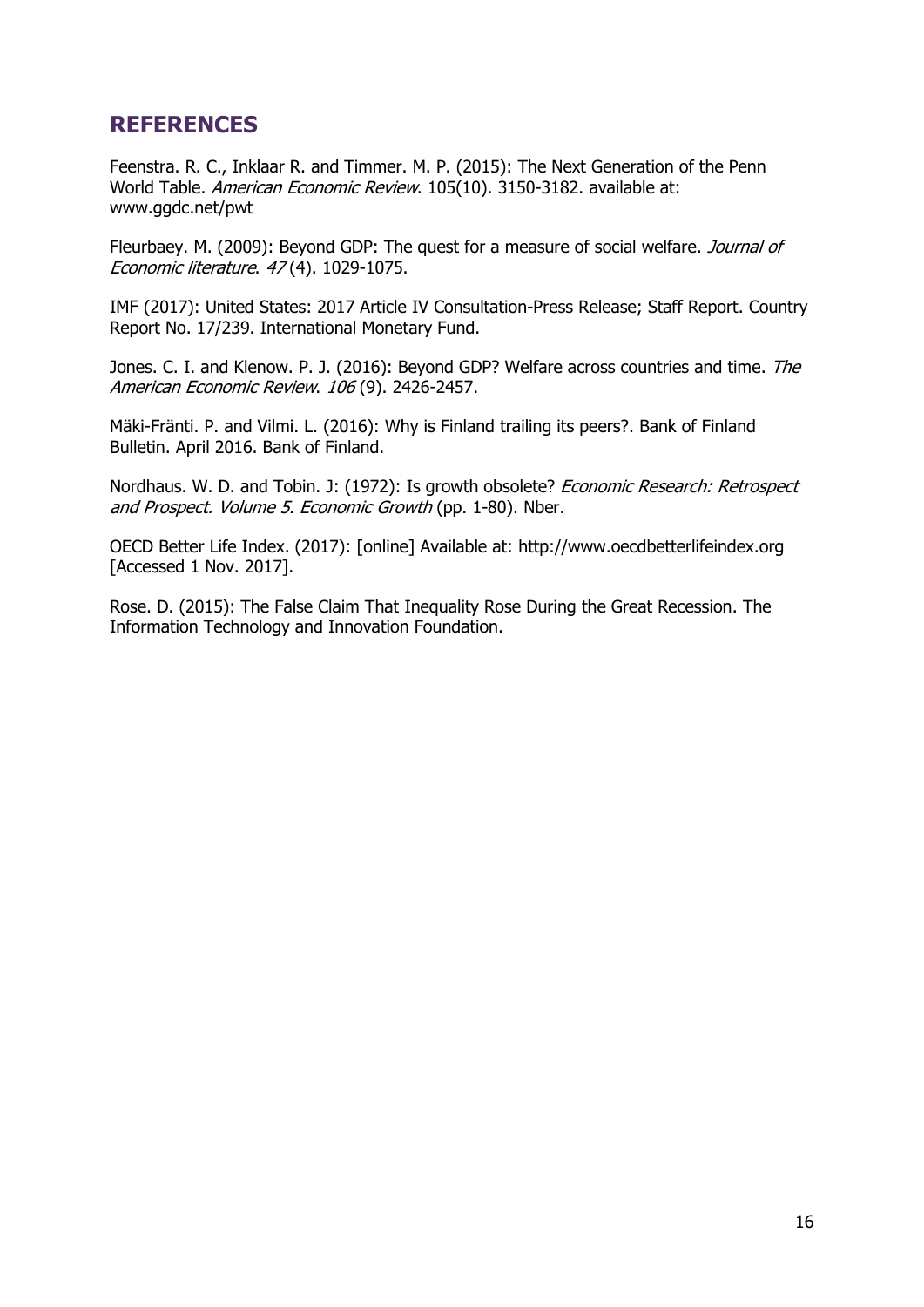## REFERENCES

Feenstra. R. C., Inklaar R. and Timmer. M. P. (2015): The Next Generation of the Penn World Table. *American Economic Review*. 105(10). 3150-3182. available at: www.ggdc.net/pwt

Fleurbaey. M. (2009): Beyond GDP: The quest for a measure of social welfare. *Journal of Economic literature*. *47* (4). 1029-1075.

IMF (2017): United States: 2017 Article IV Consultation-Press Release; Staff Report. Country Report No. 17/239. International Monetary Fund.

Jones. C. I. and Klenow. P. J. (2016): Beyond GDP? Welfare across countries and time. *The American Economic Review*. *106* (9). 2426-2457.

Mäki-Fränti. P. and Vilmi. L. (2016): Why is Finland trailing its peers?. Bank of Finland Bulletin. April 2016. Bank of Finland.

Nordhaus. W. D. and Tobin. J: (1972): Is growth obsolete? *Economic Research: Retrospect and Prospect. Volume 5. Economic Growth* (pp. 1-80). Nber.

OECD Better Life Index. (2017): [online] Available at: http://www.oecdbetterlifeindex.org [Accessed 1 Nov. 2017].

Rose. D. (2015): The False Claim That Inequality Rose During the Great Recession. The Information Technology and Innovation Foundation.